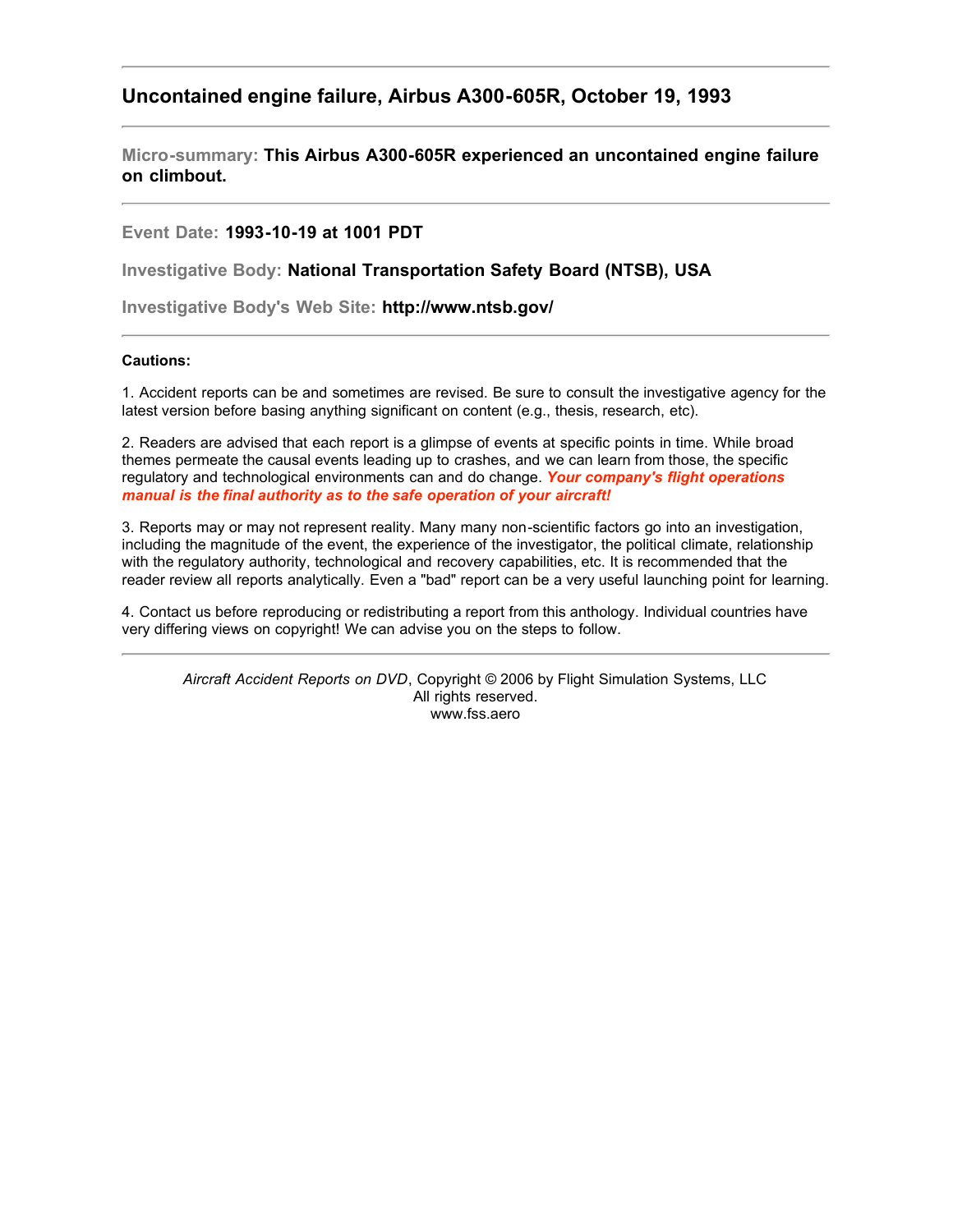## Uncontained engine failure, Airbus A300-605R, October 19, 1993

---

**Micro-summary:** **This Airbus A300-605R experienced an uncontained engine failure on climbout.**

---

**Event Date:** **1993-10-19 at 1001 PDT**

**Investigative Body:** **National Transportation Safety Board (NTSB), USA**

**Investigative Body's Web Site:** **http://www.ntsb.gov/**

---

**Cautions:**

1. Accident reports can be and sometimes are revised. Be sure to consult the investigative agency for the latest version before basing anything significant on content (e.g., thesis, research, etc).

2. Readers are advised that each report is a glimpse of events at specific points in time. While broad themes permeate the causal events leading up to crashes, and we can learn from those, the specific regulatory and technological environments can and do change. ***Your company's flight operations manual is the final authority as to the safe operation of your aircraft!***

3. Reports may or may not represent reality. Many many non-scientific factors go into an investigation, including the magnitude of the event, the experience of the investigator, the political climate, relationship with the regulatory authority, technological and recovery capabilities, etc. It is recommended that the reader review all reports analytically. Even a "bad" report can be a very useful launching point for learning.

4. Contact us before reproducing or redistributing a report from this anthology. Individual countries have very differing views on copyright! We can advise you on the steps to follow.

---

*Aircraft Accident Reports on DVD*, Copyright © 2006 by Flight Simulation Systems, LLC
All rights reserved.
www.fss.aero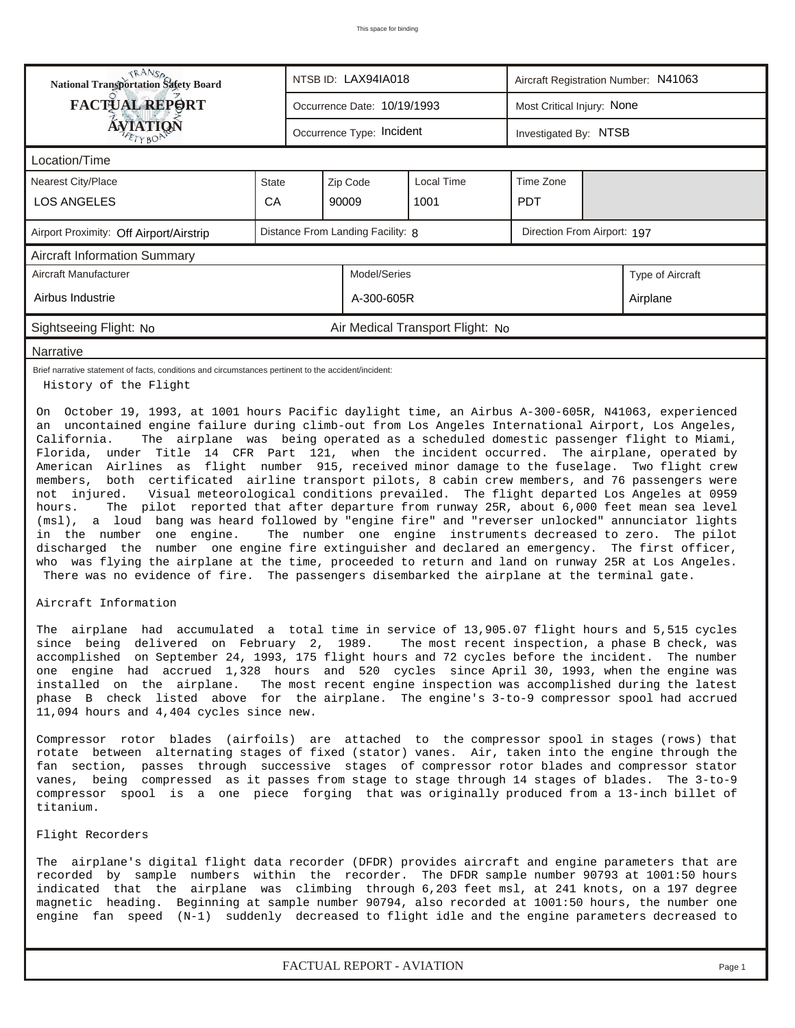This space for binding

| National Transportation Safety Board FACTUAL REPORT AVIATION | NTSB ID: LAX94IA018 | Aircraft Registration Number: N41063 |
|---|---|---|
| | Occurrence Date: 10/19/1993 | Most Critical Injury: None |
| | Occurrence Type: Incident | Investigated By: NTSB |

## Location/Time

| Nearest City/Place | State | Zip Code | Local Time | Time Zone |
|---|---|---|---|---|
| LOS ANGELES | CA | 90009 | 1001 | PDT |

| Airport Proximity: Off Airport/Airstrip | Distance From Landing Facility: 8 | Direction From Airport: 197 |
|---|---|---|

## Aircraft Information Summary

| Aircraft Manufacturer | Model/Series | Type of Aircraft |
|---|---|---|
| Airbus Industrie | A-300-605R | Airplane |

Sightseeing Flight: No    Air Medical Transport Flight: No

## Narrative

Brief narrative statement of facts, conditions and circumstances pertinent to the accident/incident:

History of the Flight

On October 19, 1993, at 1001 hours Pacific daylight time, an Airbus A-300-605R, N41063, experienced an uncontained engine failure during climb-out from Los Angeles International Airport, Los Angeles, California. The airplane was being operated as a scheduled domestic passenger flight to Miami, Florida, under Title 14 CFR Part 121, when the incident occurred. The airplane, operated by American Airlines as flight number 915, received minor damage to the fuselage. Two flight crew members, both certificated airline transport pilots, 8 cabin crew members, and 76 passengers were not injured. Visual meteorological conditions prevailed. The flight departed Los Angeles at 0959 hours. The pilot reported that after departure from runway 25R, about 6,000 feet mean sea level (msl), a loud bang was heard followed by "engine fire" and "reverser unlocked" annunciator lights in the number one engine. The number one engine instruments decreased to zero. The pilot discharged the number one engine fire extinguisher and declared an emergency. The first officer, who was flying the airplane at the time, proceeded to return and land on runway 25R at Los Angeles. There was no evidence of fire. The passengers disembarked the airplane at the terminal gate.

Aircraft Information

The airplane had accumulated a total time in service of 13,905.07 flight hours and 5,515 cycles since being delivered on February 2, 1989. The most recent inspection, a phase B check, was accomplished on September 24, 1993, 175 flight hours and 72 cycles before the incident. The number one engine had accrued 1,328 hours and 520 cycles since April 30, 1993, when the engine was installed on the airplane. The most recent engine inspection was accomplished during the latest phase B check listed above for the airplane. The engine's 3-to-9 compressor spool had accrued 11,094 hours and 4,404 cycles since new.

Compressor rotor blades (airfoils) are attached to the compressor spool in stages (rows) that rotate between alternating stages of fixed (stator) vanes. Air, taken into the engine through the fan section, passes through successive stages of compressor rotor blades and compressor stator vanes, being compressed as it passes from stage to stage through 14 stages of blades. The 3-to-9 compressor spool is a one piece forging that was originally produced from a 13-inch billet of titanium.

Flight Recorders

The airplane's digital flight data recorder (DFDR) provides aircraft and engine parameters that are recorded by sample numbers within the recorder. The DFDR sample number 90793 at 1001:50 hours indicated that the airplane was climbing through 6,203 feet msl, at 241 knots, on a 197 degree magnetic heading. Beginning at sample number 90794, also recorded at 1001:50 hours, the number one engine fan speed (N-1) suddenly decreased to flight idle and the engine parameters decreased to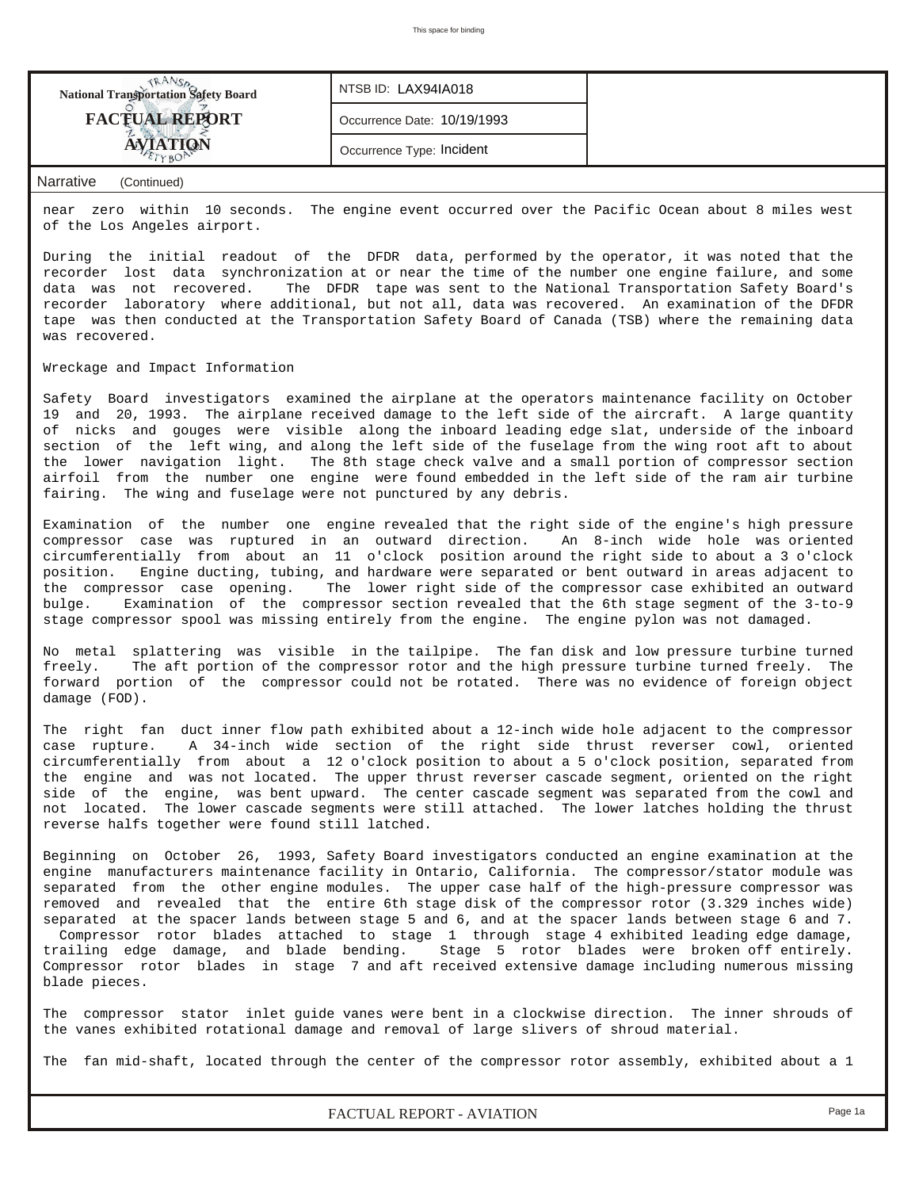**National Transportation Safety Board**
**FACTUAL REPORT**
**AVIATION**

NTSB ID: LAX94IA018

Occurrence Date: 10/19/1993

Occurrence Type: Incident

Narrative (Continued)

near zero within 10 seconds. The engine event occurred over the Pacific Ocean about 8 miles west of the Los Angeles airport.

During the initial readout of the DFDR data, performed by the operator, it was noted that the recorder lost data synchronization at or near the time of the number one engine failure, and some data was not recovered. The DFDR tape was sent to the National Transportation Safety Board's recorder laboratory where additional, but not all, data was recovered. An examination of the DFDR tape was then conducted at the Transportation Safety Board of Canada (TSB) where the remaining data was recovered.

Wreckage and Impact Information

Safety Board investigators examined the airplane at the operators maintenance facility on October 19 and 20, 1993. The airplane received damage to the left side of the aircraft. A large quantity of nicks and gouges were visible along the inboard leading edge slat, underside of the inboard section of the left wing, and along the left side of the fuselage from the wing root aft to about the lower navigation light. The 8th stage check valve and a small portion of compressor section airfoil from the number one engine were found embedded in the left side of the ram air turbine fairing. The wing and fuselage were not punctured by any debris.

Examination of the number one engine revealed that the right side of the engine's high pressure compressor case was ruptured in an outward direction. An 8-inch wide hole was oriented circumferentially from about an 11 o'clock position around the right side to about a 3 o'clock position. Engine ducting, tubing, and hardware were separated or bent outward in areas adjacent to the compressor case opening. The lower right side of the compressor case exhibited an outward bulge. Examination of the compressor section revealed that the 6th stage segment of the 3-to-9 stage compressor spool was missing entirely from the engine. The engine pylon was not damaged.

No metal splattering was visible in the tailpipe. The fan disk and low pressure turbine turned freely. The aft portion of the compressor rotor and the high pressure turbine turned freely. The forward portion of the compressor could not be rotated. There was no evidence of foreign object damage (FOD).

The right fan duct inner flow path exhibited about a 12-inch wide hole adjacent to the compressor case rupture. A 34-inch wide section of the right side thrust reverser cowl, oriented circumferentially from about a 12 o'clock position to about a 5 o'clock position, separated from the engine and was not located. The upper thrust reverser cascade segment, oriented on the right side of the engine, was bent upward. The center cascade segment was separated from the cowl and not located. The lower cascade segments were still attached. The lower latches holding the thrust reverse halfs together were found still latched.

Beginning on October 26, 1993, Safety Board investigators conducted an engine examination at the engine manufacturers maintenance facility in Ontario, California. The compressor/stator module was separated from the other engine modules. The upper case half of the high-pressure compressor was removed and revealed that the entire 6th stage disk of the compressor rotor (3.329 inches wide) separated at the spacer lands between stage 5 and 6, and at the spacer lands between stage 6 and 7. Compressor rotor blades attached to stage 1 through stage 4 exhibited leading edge damage, trailing edge damage, and blade bending. Stage 5 rotor blades were broken off entirely. Compressor rotor blades in stage 7 and aft received extensive damage including numerous missing blade pieces.

The compressor stator inlet guide vanes were bent in a clockwise direction. The inner shrouds of the vanes exhibited rotational damage and removal of large slivers of shroud material.

The fan mid-shaft, located through the center of the compressor rotor assembly, exhibited about a 1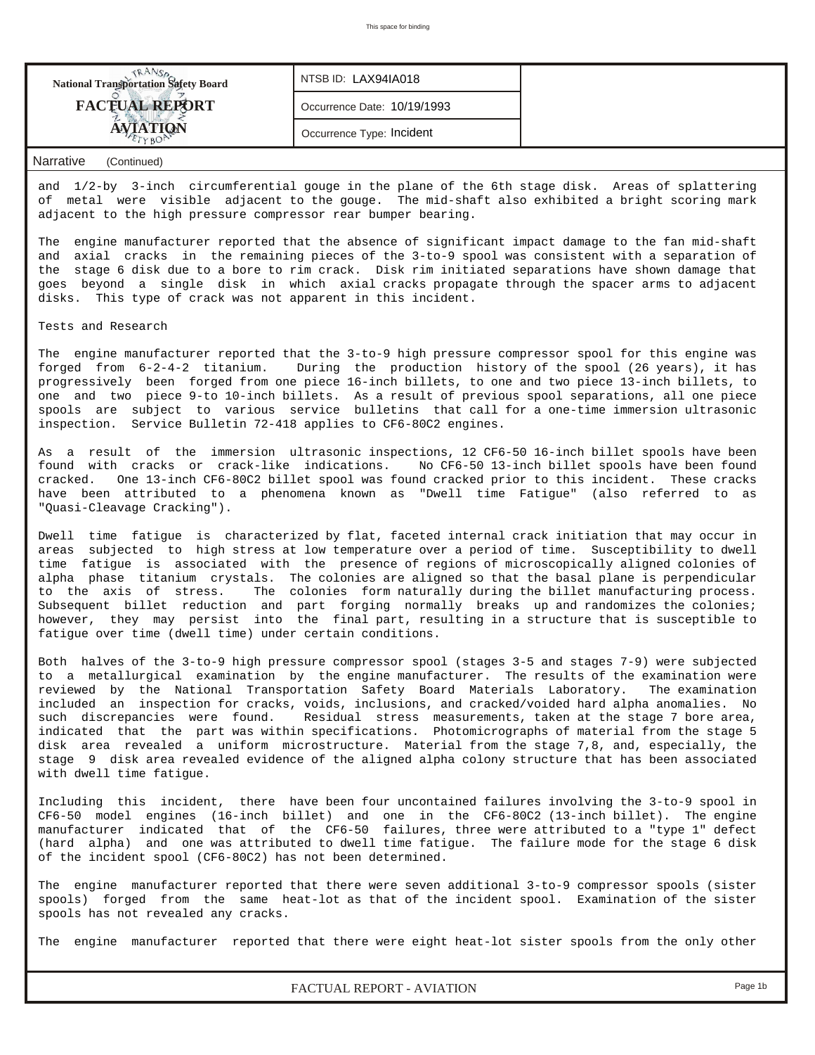**National Transportation Safety Board**

**FACTUAL REPORT**

**AVIATION**

| NTSB ID: LAX94IA018 |
|---|
| Occurrence Date: 10/19/1993 |
| Occurrence Type: Incident |

## Narrative (Continued)

and 1/2-by 3-inch circumferential gouge in the plane of the 6th stage disk. Areas of splattering of metal were visible adjacent to the gouge. The mid-shaft also exhibited a bright scoring mark adjacent to the high pressure compressor rear bumper bearing.

The engine manufacturer reported that the absence of significant impact damage to the fan mid-shaft and axial cracks in the remaining pieces of the 3-to-9 spool was consistent with a separation of the stage 6 disk due to a bore to rim crack. Disk rim initiated separations have shown damage that goes beyond a single disk in which axial cracks propagate through the spacer arms to adjacent disks. This type of crack was not apparent in this incident.

Tests and Research

The engine manufacturer reported that the 3-to-9 high pressure compressor spool for this engine was forged from 6-2-4-2 titanium. During the production history of the spool (26 years), it has progressively been forged from one piece 16-inch billets, to one and two piece 13-inch billets, to one and two piece 9-to 10-inch billets. As a result of previous spool separations, all one piece spools are subject to various service bulletins that call for a one-time immersion ultrasonic inspection. Service Bulletin 72-418 applies to CF6-80C2 engines.

As a result of the immersion ultrasonic inspections, 12 CF6-50 16-inch billet spools have been found with cracks or crack-like indications. No CF6-50 13-inch billet spools have been found cracked. One 13-inch CF6-80C2 billet spool was found cracked prior to this incident. These cracks have been attributed to a phenomena known as "Dwell time Fatigue" (also referred to as "Quasi-Cleavage Cracking").

Dwell time fatigue is characterized by flat, faceted internal crack initiation that may occur in areas subjected to high stress at low temperature over a period of time. Susceptibility to dwell time fatigue is associated with the presence of regions of microscopically aligned colonies of alpha phase titanium crystals. The colonies are aligned so that the basal plane is perpendicular to the axis of stress. The colonies form naturally during the billet manufacturing process. Subsequent billet reduction and part forging normally breaks up and randomizes the colonies; however, they may persist into the final part, resulting in a structure that is susceptible to fatigue over time (dwell time) under certain conditions.

Both halves of the 3-to-9 high pressure compressor spool (stages 3-5 and stages 7-9) were subjected to a metallurgical examination by the engine manufacturer. The results of the examination were reviewed by the National Transportation Safety Board Materials Laboratory. The examination included an inspection for cracks, voids, inclusions, and cracked/voided hard alpha anomalies. No such discrepancies were found. Residual stress measurements, taken at the stage 7 bore area, indicated that the part was within specifications. Photomicrographs of material from the stage 5 disk area revealed a uniform microstructure. Material from the stage 7,8, and, especially, the stage 9 disk area revealed evidence of the aligned alpha colony structure that has been associated with dwell time fatigue.

Including this incident, there have been four uncontained failures involving the 3-to-9 spool in CF6-50 model engines (16-inch billet) and one in the CF6-80C2 (13-inch billet). The engine manufacturer indicated that of the CF6-50 failures, three were attributed to a "type 1" defect (hard alpha) and one was attributed to dwell time fatigue. The failure mode for the stage 6 disk of the incident spool (CF6-80C2) has not been determined.

The engine manufacturer reported that there were seven additional 3-to-9 compressor spools (sister spools) forged from the same heat-lot as that of the incident spool. Examination of the sister spools has not revealed any cracks.

The engine manufacturer reported that there were eight heat-lot sister spools from the only other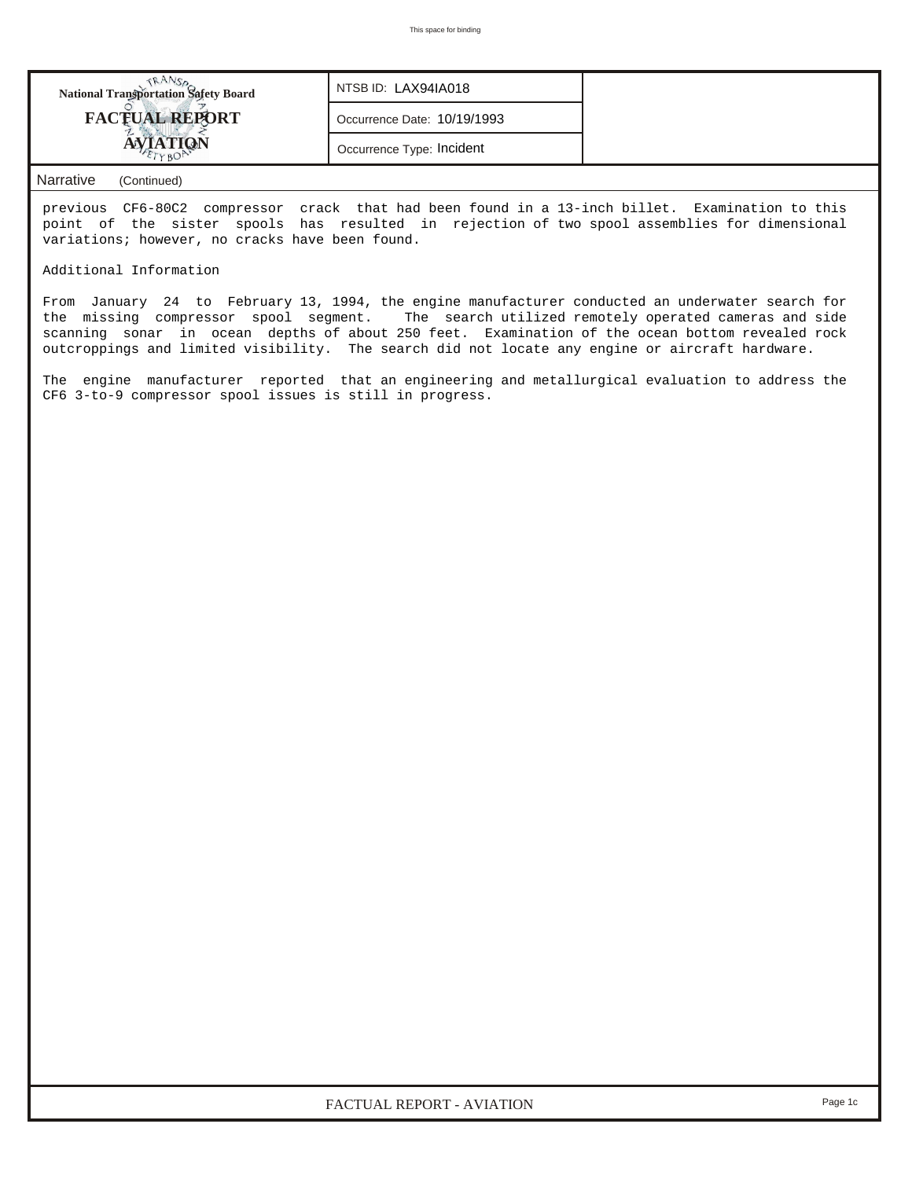National Transportation Safety Board

**FACTUAL REPORT**

**AVIATION**

NTSB ID: LAX94IA018

Occurrence Date: 10/19/1993

Occurrence Type: Incident

## Narrative (Continued)

previous CF6-80C2 compressor crack that had been found in a 13-inch billet. Examination to this point of the sister spools has resulted in rejection of two spool assemblies for dimensional variations; however, no cracks have been found.

Additional Information

From January 24 to February 13, 1994, the engine manufacturer conducted an underwater search for the missing compressor spool segment. The search utilized remotely operated cameras and side scanning sonar in ocean depths of about 250 feet. Examination of the ocean bottom revealed rock outcroppings and limited visibility. The search did not locate any engine or aircraft hardware.

The engine manufacturer reported that an engineering and metallurgical evaluation to address the CF6 3-to-9 compressor spool issues is still in progress.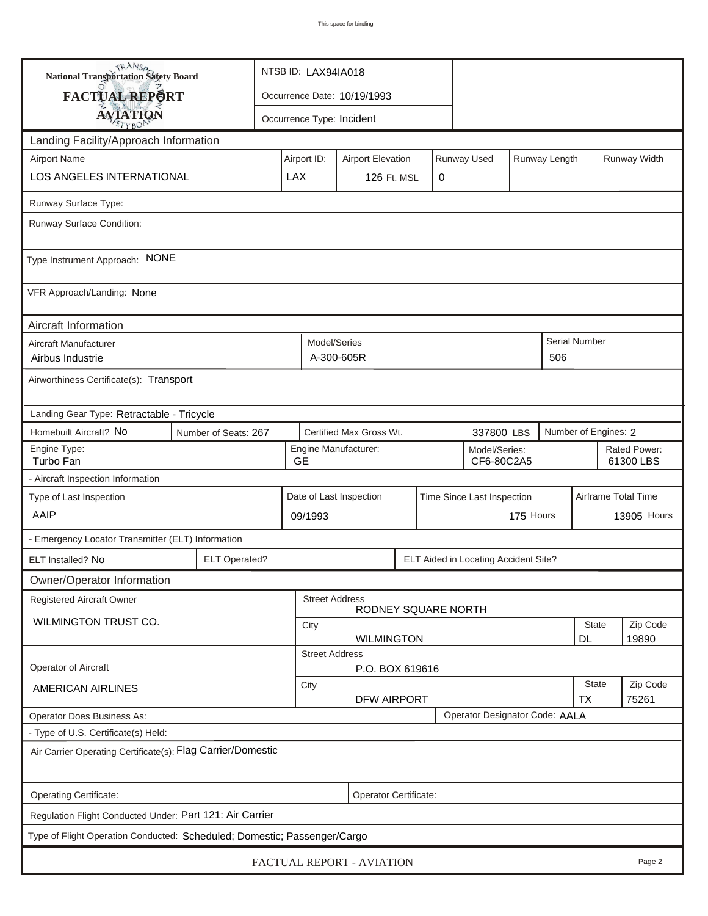**National Transportation Safety Board**
**FACTUAL REPORT**
**AVIATION**

NTSB ID: LAX94IA018

Occurrence Date: 10/19/1993

Occurrence Type: Incident

## Landing Facility/Approach Information

| Airport Name | Airport ID: | Airport Elevation | Runway Used | Runway Length | Runway Width |
|---|---|---|---|---|---|
| LOS ANGELES INTERNATIONAL | LAX | 126 Ft. MSL | 0 | | |

Runway Surface Type:

Runway Surface Condition:

Type Instrument Approach: NONE

VFR Approach/Landing: None

## Aircraft Information

| Aircraft Manufacturer | Model/Series | Serial Number |
|---|---|---|
| Airbus Industrie | A-300-605R | 506 |

Airworthiness Certificate(s): Transport

Landing Gear Type: Retractable - Tricycle

| Homebuilt Aircraft? | Number of Seats: | Certified Max Gross Wt. | Number of Engines: |
|---|---|---|---|
| No | 267 | 337800 LBS | 2 |

| Engine Type: | Engine Manufacturer: | Model/Series: | Rated Power: |
|---|---|---|---|
| Turbo Fan | GE | CF6-80C2A5 | 61300 LBS |

- Aircraft Inspection Information

| Type of Last Inspection | Date of Last Inspection | Time Since Last Inspection | Airframe Total Time |
|---|---|---|---|
| AAIP | 09/1993 | 175 Hours | 13905 Hours |

- Emergency Locator Transmitter (ELT) Information

| ELT Installed? | ELT Operated? | ELT Aided in Locating Accident Site? |
|---|---|---|
| No | | |

## Owner/Operator Information

| Registered Aircraft Owner | Street Address | City | State | Zip Code |
|---|---|---|---|---|
| WILMINGTON TRUST CO. | RODNEY SQUARE NORTH | WILMINGTON | DL | 19890 |

| Operator of Aircraft | Street Address | City | State | Zip Code |
|---|---|---|---|---|
| AMERICAN AIRLINES | P.O. BOX 619616 | DFW AIRPORT | TX | 75261 |

Operator Does Business As:

Operator Designator Code: AALA

- Type of U.S. Certificate(s) Held:

Air Carrier Operating Certificate(s): Flag Carrier/Domestic

Operating Certificate:

Operator Certificate:

Regulation Flight Conducted Under: Part 121: Air Carrier

Type of Flight Operation Conducted: Scheduled; Domestic; Passenger/Cargo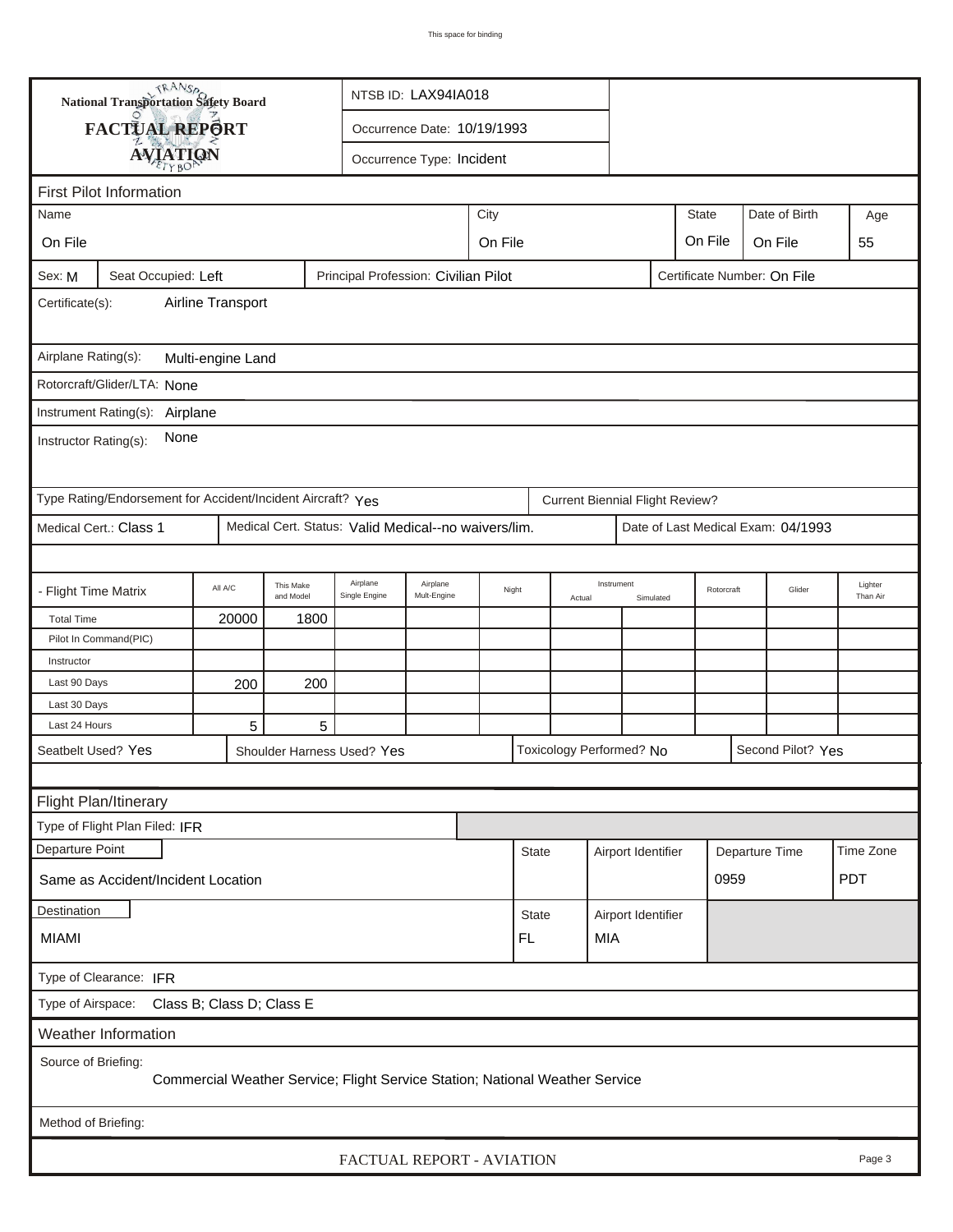This space for binding

**National Transportation Safety Board**

**FACTUAL REPORT**

**AVIATION**

NTSB ID: LAX94IA018

Occurrence Date: 10/19/1993

Occurrence Type: Incident

## First Pilot Information

| Name | City | State | Date of Birth | Age |
|---|---|---|---|---|
| On File | On File | On File | On File | 55 |

Sex: M | Seat Occupied: Left | Principal Profession: Civilian Pilot | Certificate Number: On File

Certificate(s): Airline Transport

Airplane Rating(s): Multi-engine Land

Rotorcraft/Glider/LTA: None

Instrument Rating(s): Airplane

Instructor Rating(s): None

Type Rating/Endorsement for Accident/Incident Aircraft? Yes | Current Biennial Flight Review?

Medical Cert.: Class 1 | Medical Cert. Status: Valid Medical--no waivers/lim. | Date of Last Medical Exam: 04/1993

| - Flight Time Matrix | All A/C | This Make and Model | Airplane Single Engine | Airplane Mult-Engine | Night | Instrument Actual | Instrument Simulated | Rotorcraft | Glider | Lighter Than Air |
|---|---|---|---|---|---|---|---|---|---|---|
| Total Time | 20000 | 1800 | | | | | | | | |
| Pilot In Command(PIC) | | | | | | | | | | |
| Instructor | | | | | | | | | | |
| Last 90 Days | 200 | 200 | | | | | | | | |
| Last 30 Days | | | | | | | | | | |
| Last 24 Hours | 5 | 5 | | | | | | | | |

Seatbelt Used? Yes | Shoulder Harness Used? Yes | Toxicology Performed? No | Second Pilot? Yes

## Flight Plan/Itinerary

Type of Flight Plan Filed: IFR

| Departure Point | State | Airport Identifier | Departure Time | Time Zone |
|---|---|---|---|---|
| Same as Accident/Incident Location | | | 0959 | PDT |

| Destination | State | Airport Identifier |
|---|---|---|
| MIAMI | FL | MIA |

Type of Clearance: IFR

Type of Airspace: Class B; Class D; Class E

## Weather Information

Source of Briefing:
Commercial Weather Service; Flight Service Station; National Weather Service

Method of Briefing:

FACTUAL REPORT - AVIATION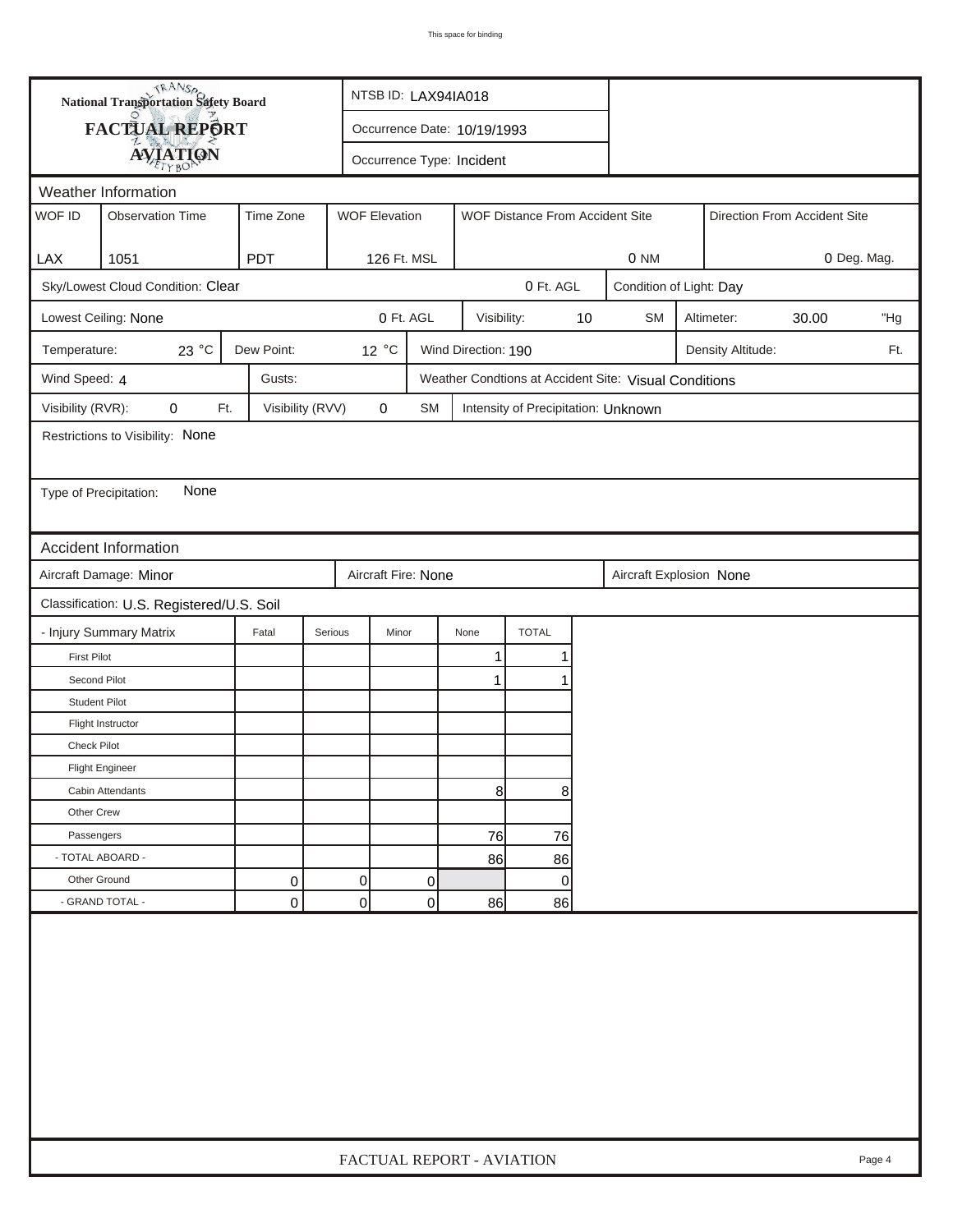This space for binding

**National Transportation Safety Board**

# FACTUAL REPORT

## AVIATION

NTSB ID: LAX94IA018

Occurrence Date: 10/19/1993

Occurrence Type: Incident

### Weather Information

| WOF ID | Observation Time | Time Zone | WOF Elevation | WOF Distance From Accident Site | Direction From Accident Site |
|---|---|---|---|---|---|
| LAX | 1051 | PDT | 126 Ft. MSL | 0 NM | 0 Deg. Mag. |

Sky/Lowest Cloud Condition: Clear — 0 Ft. AGL — Condition of Light: Day

Lowest Ceiling: None — 0 Ft. AGL — Visibility: 10 SM — Altimeter: 30.00 "Hg

Temperature: 23 °C — Dew Point: 12 °C — Wind Direction: 190 — Density Altitude: Ft.

Wind Speed: 4 — Gusts: — Weather Condtions at Accident Site: Visual Conditions

Visibility (RVR): 0 Ft. — Visibility (RVV) 0 SM — Intensity of Precipitation: Unknown

Restrictions to Visibility: None

Type of Precipitation: None

### Accident Information

Aircraft Damage: Minor — Aircraft Fire: None — Aircraft Explosion None

Classification: U.S. Registered/U.S. Soil

| - Injury Summary Matrix | Fatal | Serious | Minor | None | TOTAL |
|---|---|---|---|---|---|
| First Pilot | | | | 1 | 1 |
| Second Pilot | | | | 1 | 1 |
| Student Pilot | | | | | |
| Flight Instructor | | | | | |
| Check Pilot | | | | | |
| Flight Engineer | | | | | |
| Cabin Attendants | | | | 8 | 8 |
| Other Crew | | | | | |
| Passengers | | | | 76 | 76 |
| - TOTAL ABOARD - | | | | 86 | 86 |
| Other Ground | 0 | 0 | 0 | | 0 |
| - GRAND TOTAL - | 0 | 0 | 0 | 86 | 86 |

FACTUAL REPORT - AVIATION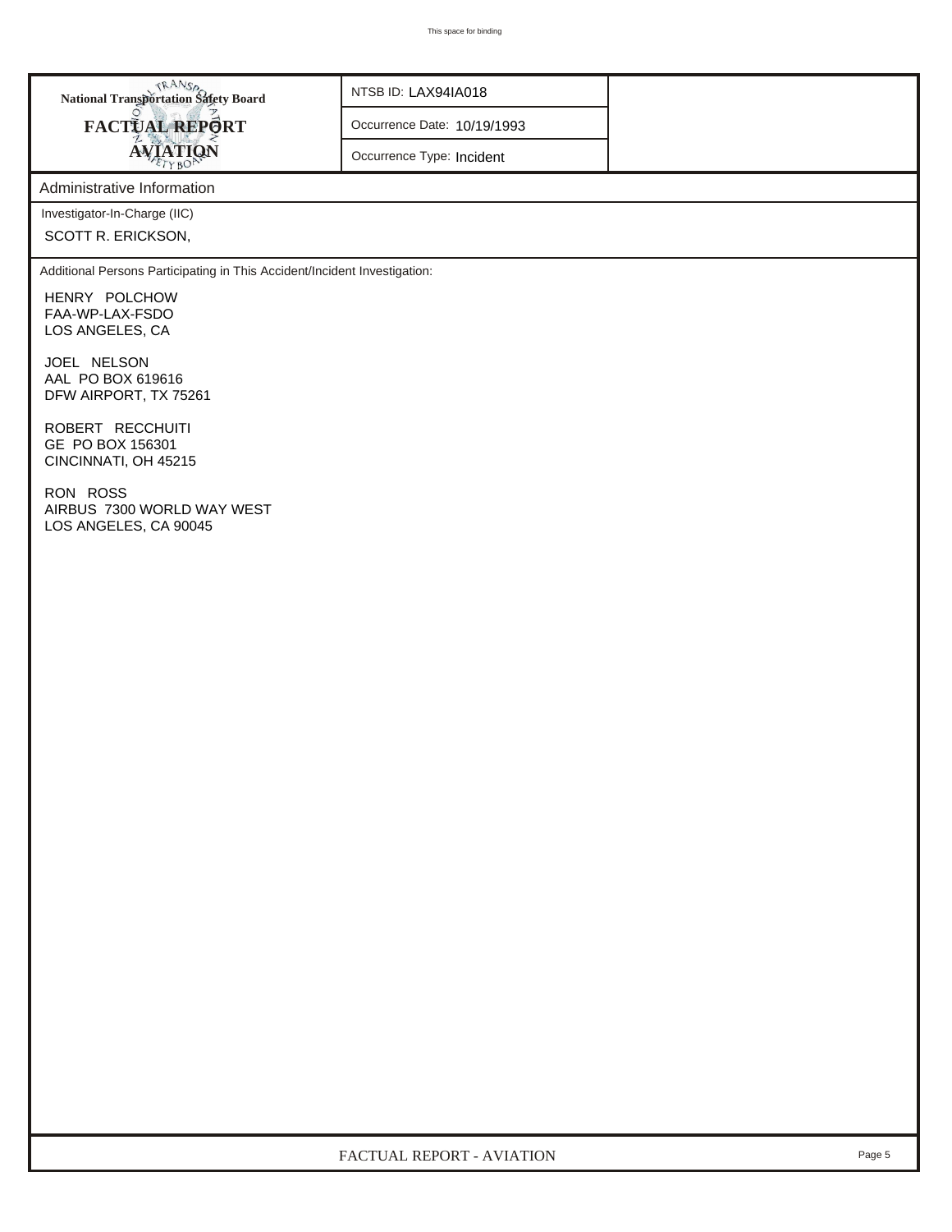National Transportation Safety Board

**FACTUAL REPORT**

**AVIATION**

| | |
|---|---|
| NTSB ID: LAX94IA018 | |
| Occurrence Date: 10/19/1993 | |
| Occurrence Type: Incident | |

## Administrative Information

Investigator-In-Charge (IIC)

SCOTT R. ERICKSON,

Additional Persons Participating in This Accident/Incident Investigation:

HENRY POLCHOW
FAA-WP-LAX-FSDO
LOS ANGELES, CA

JOEL NELSON
AAL PO BOX 619616
DFW AIRPORT, TX 75261

ROBERT RECCHUITI
GE PO BOX 156301
CINCINNATI, OH 45215

RON ROSS
AIRBUS 7300 WORLD WAY WEST
LOS ANGELES, CA 90045